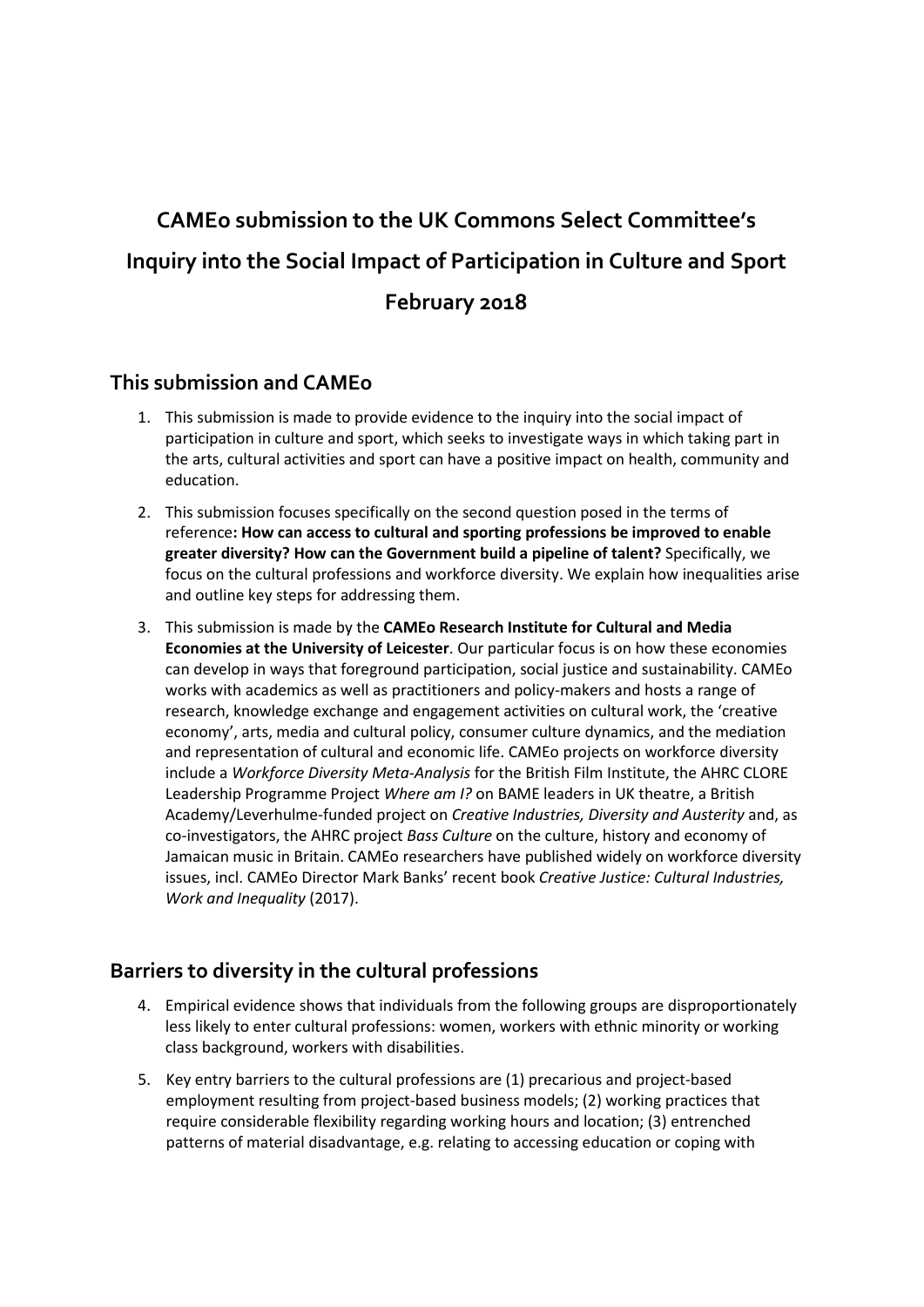# CAMEo submission to the UK Commons Select Committee's Inquiry into the Social Impact of Participation in Culture and Sport February 2018

## This submission and CAMEo

1. This submission is made to provide evidence to the inquiry into the social impact of participation in culture and sport, which seeks to investigate ways in which taking part in the arts, cultural activities and sport can have a positive impact on health, community and education.
2. This submission focuses specifically on the second question posed in the terms of reference**: How can access to cultural and sporting professions be improved to enable greater diversity? How can the Government build a pipeline of talent?** Specifically, we focus on the cultural professions and workforce diversity. We explain how inequalities arise and outline key steps for addressing them.
3. This submission is made by the **CAMEo Research Institute for Cultural and Media Economies at the University of Leicester**. Our particular focus is on how these economies can develop in ways that foreground participation, social justice and sustainability. CAMEo works with academics as well as practitioners and policy-makers and hosts a range of research, knowledge exchange and engagement activities on cultural work, the 'creative economy', arts, media and cultural policy, consumer culture dynamics, and the mediation and representation of cultural and economic life. CAMEo projects on workforce diversity include a *Workforce Diversity Meta-Analysis* for the British Film Institute, the AHRC CLORE Leadership Programme Project *Where am I?* on BAME leaders in UK theatre, a British Academy/Leverhulme-funded project on *Creative Industries, Diversity and Austerity* and, as co-investigators, the AHRC project *Bass Culture* on the culture, history and economy of Jamaican music in Britain. CAMEo researchers have published widely on workforce diversity issues, incl. CAMEo Director Mark Banks' recent book *Creative Justice: Cultural Industries, Work and Inequality* (2017).

## Barriers to diversity in the cultural professions

4. Empirical evidence shows that individuals from the following groups are disproportionately less likely to enter cultural professions: women, workers with ethnic minority or working class background, workers with disabilities.
5. Key entry barriers to the cultural professions are (1) precarious and project-based employment resulting from project-based business models; (2) working practices that require considerable flexibility regarding working hours and location; (3) entrenched patterns of material disadvantage, e.g. relating to accessing education or coping with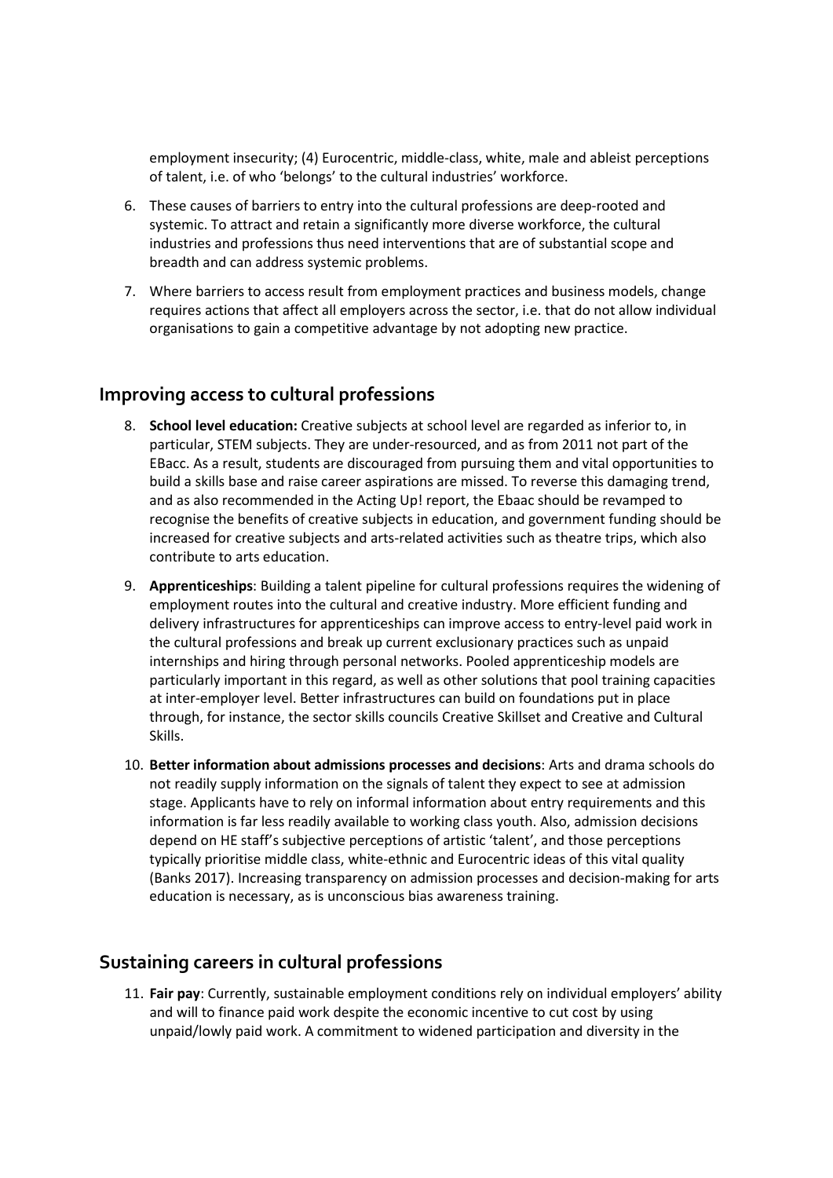employment insecurity; (4) Eurocentric, middle-class, white, male and ableist perceptions of talent, i.e. of who 'belongs' to the cultural industries' workforce.

6. These causes of barriers to entry into the cultural professions are deep-rooted and systemic. To attract and retain a significantly more diverse workforce, the cultural industries and professions thus need interventions that are of substantial scope and breadth and can address systemic problems.
7. Where barriers to access result from employment practices and business models, change requires actions that affect all employers across the sector, i.e. that do not allow individual organisations to gain a competitive advantage by not adopting new practice.

## Improving access to cultural professions

8. **School level education:** Creative subjects at school level are regarded as inferior to, in particular, STEM subjects. They are under-resourced, and as from 2011 not part of the EBacc. As a result, students are discouraged from pursuing them and vital opportunities to build a skills base and raise career aspirations are missed. To reverse this damaging trend, and as also recommended in the Acting Up! report, the Ebaac should be revamped to recognise the benefits of creative subjects in education, and government funding should be increased for creative subjects and arts-related activities such as theatre trips, which also contribute to arts education.
9. **Apprenticeships**: Building a talent pipeline for cultural professions requires the widening of employment routes into the cultural and creative industry. More efficient funding and delivery infrastructures for apprenticeships can improve access to entry-level paid work in the cultural professions and break up current exclusionary practices such as unpaid internships and hiring through personal networks. Pooled apprenticeship models are particularly important in this regard, as well as other solutions that pool training capacities at inter-employer level. Better infrastructures can build on foundations put in place through, for instance, the sector skills councils Creative Skillset and Creative and Cultural Skills.
10. **Better information about admissions processes and decisions**: Arts and drama schools do not readily supply information on the signals of talent they expect to see at admission stage. Applicants have to rely on informal information about entry requirements and this information is far less readily available to working class youth. Also, admission decisions depend on HE staff's subjective perceptions of artistic 'talent', and those perceptions typically prioritise middle class, white-ethnic and Eurocentric ideas of this vital quality (Banks 2017). Increasing transparency on admission processes and decision-making for arts education is necessary, as is unconscious bias awareness training.

## Sustaining careers in cultural professions

11. **Fair pay**: Currently, sustainable employment conditions rely on individual employers' ability and will to finance paid work despite the economic incentive to cut cost by using unpaid/lowly paid work. A commitment to widened participation and diversity in the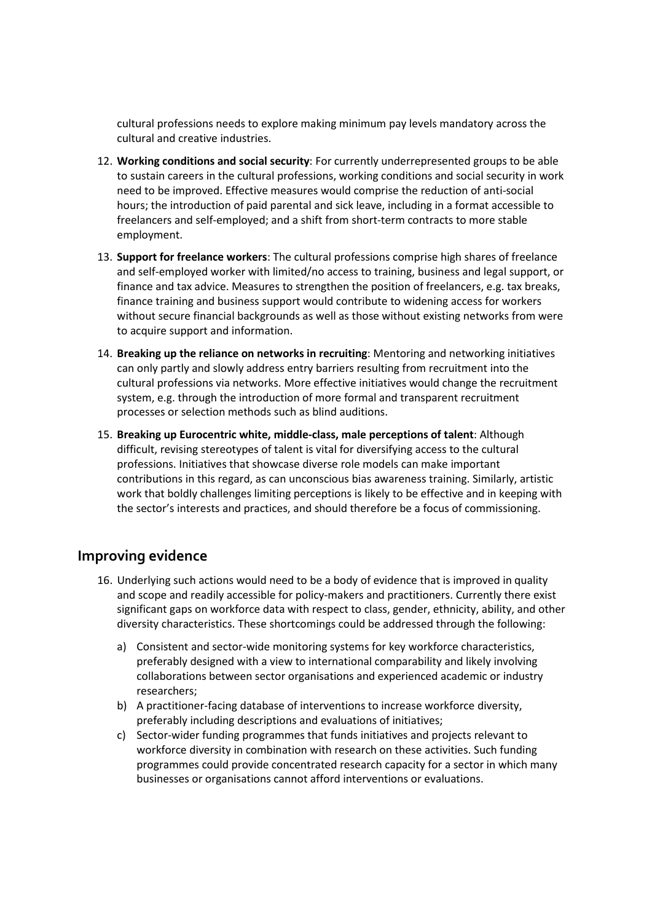cultural professions needs to explore making minimum pay levels mandatory across the cultural and creative industries.

12. **Working conditions and social security**: For currently underrepresented groups to be able to sustain careers in the cultural professions, working conditions and social security in work need to be improved. Effective measures would comprise the reduction of anti-social hours; the introduction of paid parental and sick leave, including in a format accessible to freelancers and self-employed; and a shift from short-term contracts to more stable employment.
13. **Support for freelance workers**: The cultural professions comprise high shares of freelance and self-employed worker with limited/no access to training, business and legal support, or finance and tax advice. Measures to strengthen the position of freelancers, e.g. tax breaks, finance training and business support would contribute to widening access for workers without secure financial backgrounds as well as those without existing networks from were to acquire support and information.
14. **Breaking up the reliance on networks in recruiting**: Mentoring and networking initiatives can only partly and slowly address entry barriers resulting from recruitment into the cultural professions via networks. More effective initiatives would change the recruitment system, e.g. through the introduction of more formal and transparent recruitment processes or selection methods such as blind auditions.
15. **Breaking up Eurocentric white, middle-class, male perceptions of talent**: Although difficult, revising stereotypes of talent is vital for diversifying access to the cultural professions. Initiatives that showcase diverse role models can make important contributions in this regard, as can unconscious bias awareness training. Similarly, artistic work that boldly challenges limiting perceptions is likely to be effective and in keeping with the sector's interests and practices, and should therefore be a focus of commissioning.

## Improving evidence

16. Underlying such actions would need to be a body of evidence that is improved in quality and scope and readily accessible for policy-makers and practitioners. Currently there exist significant gaps on workforce data with respect to class, gender, ethnicity, ability, and other diversity characteristics. These shortcomings could be addressed through the following:
    a) Consistent and sector-wide monitoring systems for key workforce characteristics, preferably designed with a view to international comparability and likely involving collaborations between sector organisations and experienced academic or industry researchers;
    b) A practitioner-facing database of interventions to increase workforce diversity, preferably including descriptions and evaluations of initiatives;
    c) Sector-wider funding programmes that funds initiatives and projects relevant to workforce diversity in combination with research on these activities. Such funding programmes could provide concentrated research capacity for a sector in which many businesses or organisations cannot afford interventions or evaluations.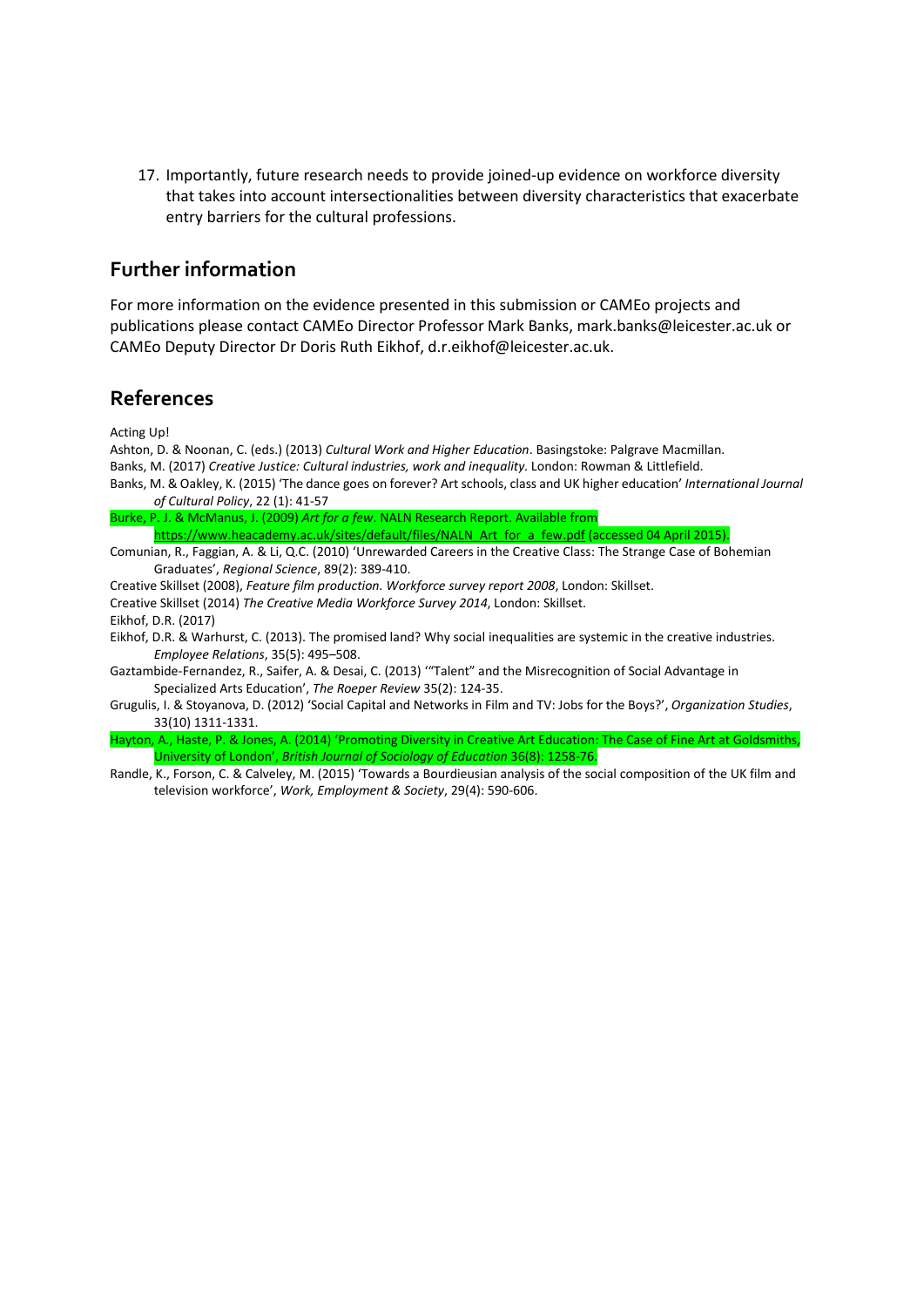17. Importantly, future research needs to provide joined-up evidence on workforce diversity that takes into account intersectionalities between diversity characteristics that exacerbate entry barriers for the cultural professions.

## Further information

For more information on the evidence presented in this submission or CAMEo projects and publications please contact CAMEo Director Professor Mark Banks, mark.banks@leicester.ac.uk or CAMEo Deputy Director Dr Doris Ruth Eikhof, d.r.eikhof@leicester.ac.uk.

## References

Acting Up!

Ashton, D. & Noonan, C. (eds.) (2013) *Cultural Work and Higher Education*. Basingstoke: Palgrave Macmillan.

Banks, M. (2017) *Creative Justice: Cultural industries, work and inequality.* London: Rowman & Littlefield.

Banks, M. & Oakley, K. (2015) 'The dance goes on forever? Art schools, class and UK higher education' *International Journal of Cultural Policy*, 22 (1): 41-57

Burke, P. J. & McManus, J. (2009) *Art for a few*. NALN Research Report. Available from https://www.heacademy.ac.uk/sites/default/files/NALN_Art_for_a_few.pdf (accessed 04 April 2015).

Comunian, R., Faggian, A. & Li, Q.C. (2010) 'Unrewarded Careers in the Creative Class: The Strange Case of Bohemian Graduates', *Regional Science*, 89(2): 389-410.

Creative Skillset (2008), *Feature film production. Workforce survey report 2008*, London: Skillset.

Creative Skillset (2014) *The Creative Media Workforce Survey 2014*, London: Skillset.

Eikhof, D.R. (2017)

Eikhof, D.R. & Warhurst, C. (2013). The promised land? Why social inequalities are systemic in the creative industries. *Employee Relations*, 35(5): 495–508.

Gaztambide-Fernandez, R., Saifer, A. & Desai, C. (2013) '"Talent" and the Misrecognition of Social Advantage in Specialized Arts Education', *The Roeper Review* 35(2): 124-35.

Grugulis, I. & Stoyanova, D. (2012) 'Social Capital and Networks in Film and TV: Jobs for the Boys?', *Organization Studies*, 33(10) 1311-1331.

Hayton, A., Haste, P. & Jones, A. (2014) 'Promoting Diversity in Creative Art Education: The Case of Fine Art at Goldsmiths, University of London', *British Journal of Sociology of Education* 36(8): 1258-76.

Randle, K., Forson, C. & Calveley, M. (2015) 'Towards a Bourdieusian analysis of the social composition of the UK film and television workforce', *Work, Employment & Society*, 29(4): 590-606.